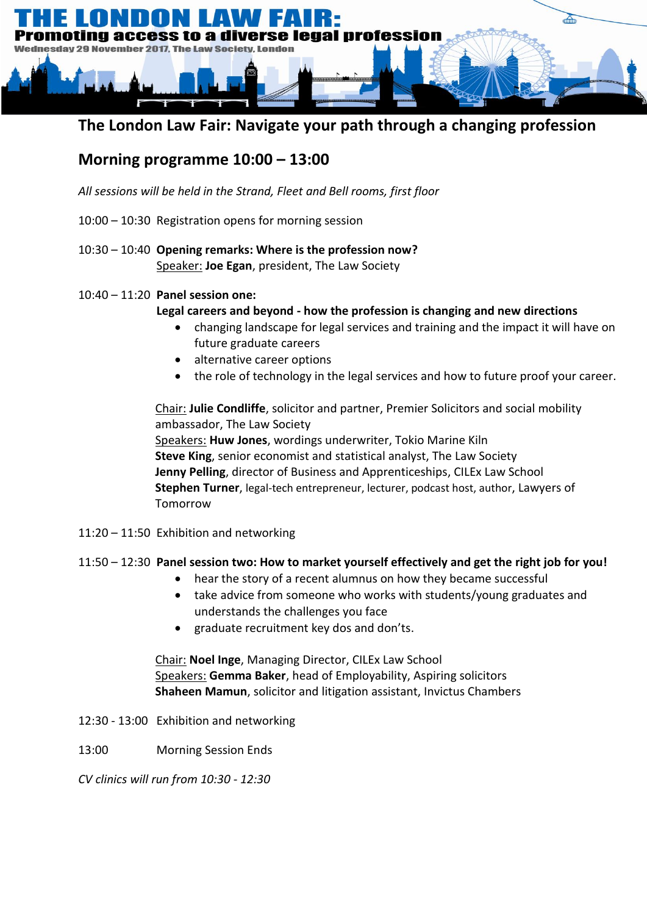# THE LONDON LAW FAIR:

**Promoting access to a diverse legal profession**

**Wednesday 29 November 2017, The Law Society, London**

## The London Law Fair: Navigate your path through a changing profession

## Morning programme 10:00 – 13:00

*All sessions will be held in the Strand, Fleet and Bell rooms, first floor*

10:00 – 10:30 Registration opens for morning session

10:30 – 10:40 **Opening remarks: Where is the profession now?**
Speaker: **Joe Egan**, president, The Law Society

10:40 – 11:20 **Panel session one:**
**Legal careers and beyond - how the profession is changing and new directions**

- changing landscape for legal services and training and the impact it will have on future graduate careers
- alternative career options
- the role of technology in the legal services and how to future proof your career.

Chair: **Julie Condliffe**, solicitor and partner, Premier Solicitors and social mobility ambassador, The Law Society
Speakers: **Huw Jones**, wordings underwriter, Tokio Marine Kiln
**Steve King**, senior economist and statistical analyst, The Law Society
**Jenny Pelling**, director of Business and Apprenticeships, CILEx Law School
**Stephen Turner**, legal-tech entrepreneur, lecturer, podcast host, author, Lawyers of Tomorrow

11:20 – 11:50 Exhibition and networking

11:50 – 12:30 **Panel session two: How to market yourself effectively and get the right job for you!**

- hear the story of a recent alumnus on how they became successful
- take advice from someone who works with students/young graduates and understands the challenges you face
- graduate recruitment key dos and don'ts.

Chair: **Noel Inge**, Managing Director, CILEx Law School
Speakers: **Gemma Baker**, head of Employability, Aspiring solicitors
**Shaheen Mamun**, solicitor and litigation assistant, Invictus Chambers

12:30 - 13:00 Exhibition and networking

13:00 Morning Session Ends

*CV clinics will run from 10:30 - 12:30*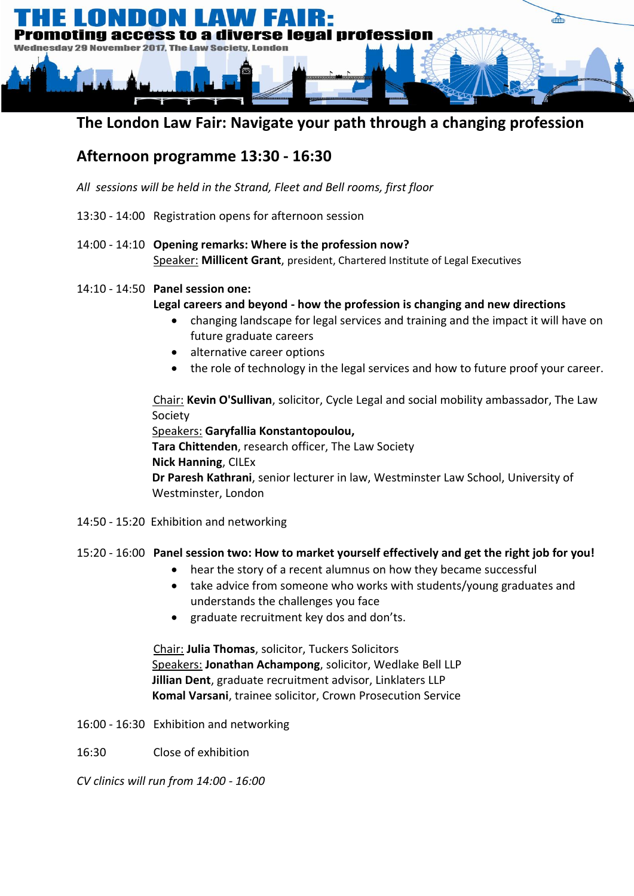# THE LONDON LAW FAIR:

**Promoting access to a diverse legal profession**

**Wednesday 29 November 2017, The Law Society, London**

## The London Law Fair: Navigate your path through a changing profession

## Afternoon programme 13:30 - 16:30

*All sessions will be held in the Strand, Fleet and Bell rooms, first floor*

13:30 - 14:00 Registration opens for afternoon session

14:00 - 14:10 **Opening remarks: Where is the profession now?**
Speaker: **Millicent Grant**, president, Chartered Institute of Legal Executives

14:10 - 14:50 **Panel session one:**
**Legal careers and beyond - how the profession is changing and new directions**

- changing landscape for legal services and training and the impact it will have on future graduate careers
- alternative career options
- the role of technology in the legal services and how to future proof your career.

Chair: **Kevin O'Sullivan**, solicitor, Cycle Legal and social mobility ambassador, The Law Society
Speakers: **Garyfallia Konstantopoulou,**
**Tara Chittenden**, research officer, The Law Society
**Nick Hanning**, CILEx
**Dr Paresh Kathrani**, senior lecturer in law, Westminster Law School, University of Westminster, London

14:50 - 15:20 Exhibition and networking

15:20 - 16:00 **Panel session two: How to market yourself effectively and get the right job for you!**

- hear the story of a recent alumnus on how they became successful
- take advice from someone who works with students/young graduates and understands the challenges you face
- graduate recruitment key dos and don'ts.

Chair: **Julia Thomas**, solicitor, Tuckers Solicitors
Speakers: **Jonathan Achampong**, solicitor, Wedlake Bell LLP
**Jillian Dent**, graduate recruitment advisor, Linklaters LLP
**Komal Varsani**, trainee solicitor, Crown Prosecution Service

16:00 - 16:30 Exhibition and networking

16:30 Close of exhibition

*CV clinics will run from 14:00 - 16:00*